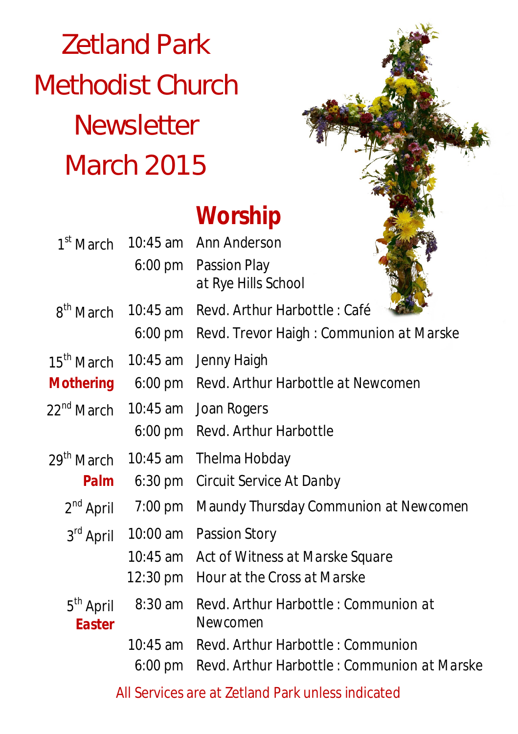# Zetland Park Methodist Church Newsletter March 2015

## Worship

| Date | Time | Service |
|---|---|---|
| 1st March | 10:45 am | Ann Anderson |
| | 6:00 pm | Passion Play at Rye Hills School |
| 8th March | 10:45 am | Revd. Arthur Harbottle : Café |
| | 6:00 pm | Revd. Trevor Haigh : Communion at Marske |
| 15th March | 10:45 am | Jenny Haigh |
| **Mothering** | 6:00 pm | Revd. Arthur Harbottle at Newcomen |
| 22nd March | 10:45 am | Joan Rogers |
| | 6:00 pm | Revd. Arthur Harbottle |
| 29th March | 10:45 am | Thelma Hobday |
| **Palm** | 6:30 pm | Circuit Service At Danby |
| 2nd April | 7:00 pm | Maundy Thursday Communion at Newcomen |
| 3rd April | 10:00 am | Passion Story |
| | 10:45 am | Act of Witness at Marske Square |
| | 12:30 pm | Hour at the Cross at Marske |
| 5th April **Easter** | 8:30 am | Revd. Arthur Harbottle : Communion at Newcomen |
| | 10:45 am | Revd. Arthur Harbottle : Communion |
| | 6:00 pm | Revd. Arthur Harbottle : Communion at Marske |

All Services are at Zetland Park unless indicated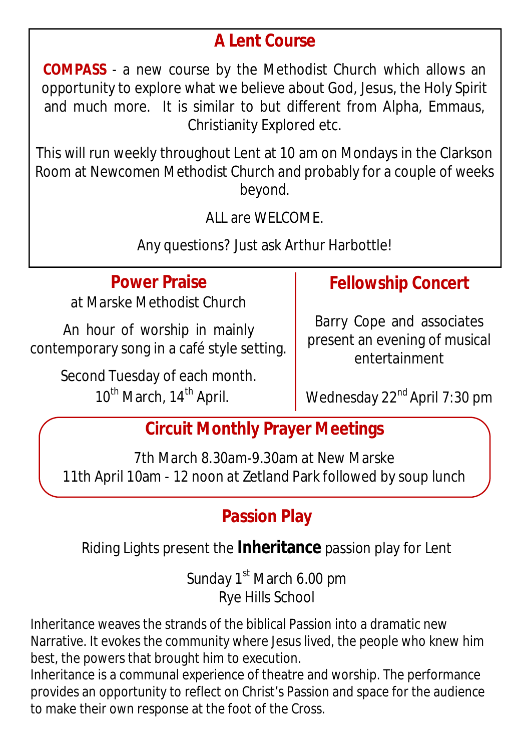## A Lent Course

**COMPASS** - a new course by the Methodist Church which allows an opportunity to explore what we believe about God, Jesus, the Holy Spirit and much more. It is similar to but different from Alpha, Emmaus, Christianity Explored etc.

This will run weekly throughout Lent at 10 am on Mondays in the Clarkson Room at Newcomen Methodist Church and probably for a couple of weeks beyond.

ALL are WELCOME.

Any questions? Just ask Arthur Harbottle!

## Power Praise

at Marske Methodist Church

An hour of worship in mainly contemporary song in a café style setting.

Second Tuesday of each month.
10th March, 14th April.

## Fellowship Concert

Barry Cope and associates present an evening of musical entertainment

Wednesday 22nd April 7:30 pm

## Circuit Monthly Prayer Meetings

7th March 8.30am-9.30am at New Marske
11th April 10am - 12 noon at Zetland Park followed by soup lunch

## Passion Play

Riding Lights present the **Inheritance** passion play for Lent

Sunday 1st March 6.00 pm
Rye Hills School

Inheritance weaves the strands of the biblical Passion into a dramatic new Narrative. It evokes the community where Jesus lived, the people who knew him best, the powers that brought him to execution.
Inheritance is a communal experience of theatre and worship. The performance provides an opportunity to reflect on Christ's Passion and space for the audience to make their own response at the foot of the Cross.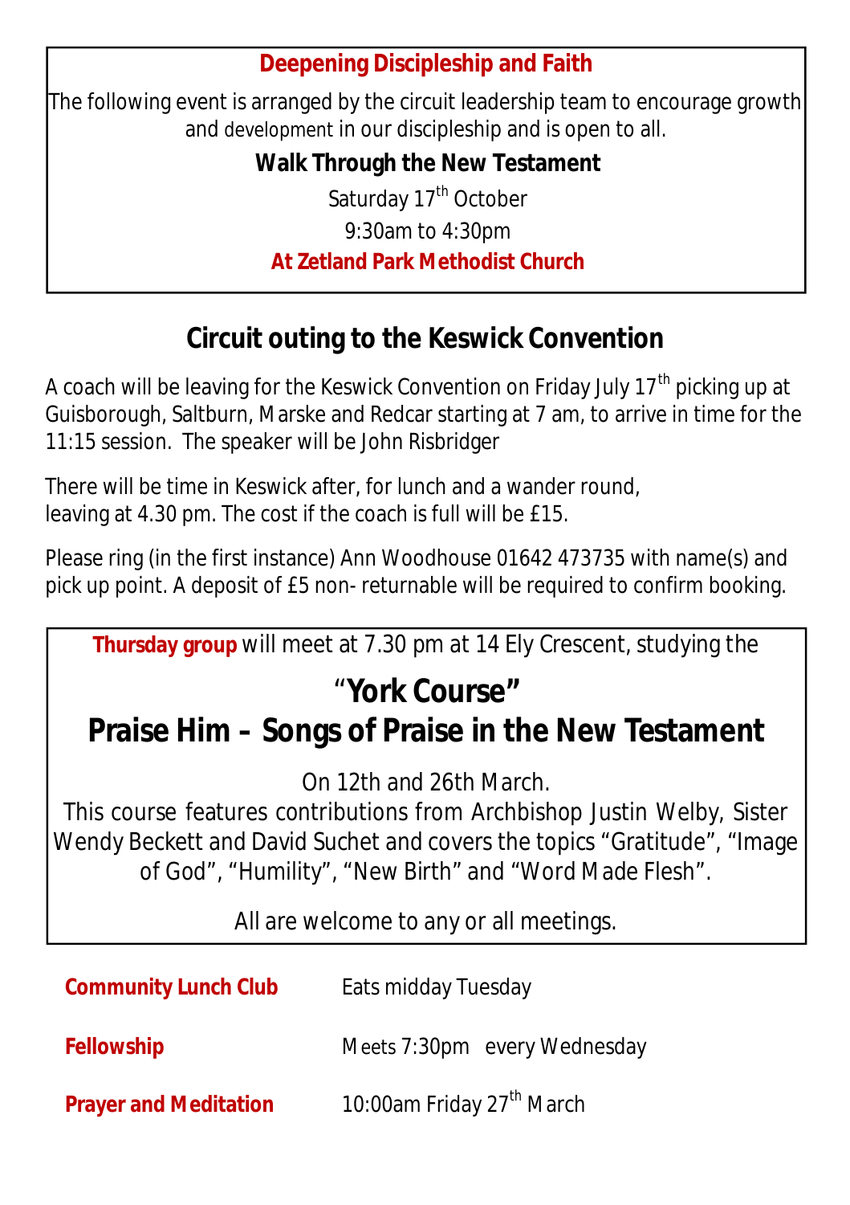## Deepening Discipleship and Faith

The following event is arranged by the circuit leadership team to encourage growth and development in our discipleship and is open to all.

**Walk Through the New Testament**

Saturday 17th October

9:30am to 4:30pm

**At Zetland Park Methodist Church**

## Circuit outing to the Keswick Convention

A coach will be leaving for the Keswick Convention on Friday July 17th picking up at Guisborough, Saltburn, Marske and Redcar starting at 7 am, to arrive in time for the 11:15 session. The speaker will be John Risbridger

There will be time in Keswick after, for lunch and a wander round, leaving at 4.30 pm. The cost if the coach is full will be £15.

Please ring (in the first instance) Ann Woodhouse 01642 473735 with name(s) and pick up point. A deposit of £5 non- returnable will be required to confirm booking.

**Thursday group** will meet at 7.30 pm at 14 Ely Crescent, studying the

## "York Course"
## Praise Him – Songs of Praise in the New Testament

On 12th and 26th March.
This course features contributions from Archbishop Justin Welby, Sister Wendy Beckett and David Suchet and covers the topics "Gratitude", "Image of God", "Humility", "New Birth" and "Word Made Flesh".

All are welcome to any or all meetings.

| | |
|---|---|
| **Community Lunch Club** | Eats midday Tuesday |
| **Fellowship** | Meets 7:30pm every Wednesday |
| **Prayer and Meditation** | 10:00am Friday 27th March |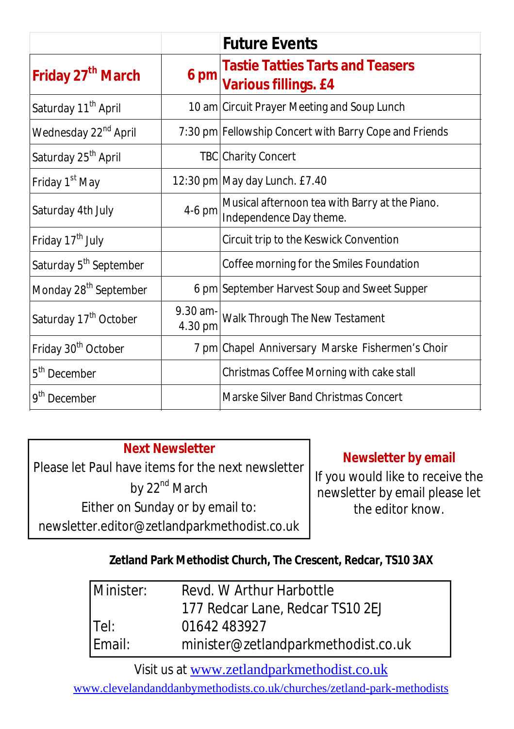| | | Future Events |
|---|---|---|
| **Friday 27th March** | **6 pm** | **Tastie Tatties Tarts and Teasers Various fillings. £4** |
| Saturday 11th April | 10 am | Circuit Prayer Meeting and Soup Lunch |
| Wednesday 22nd April | 7:30 pm | Fellowship Concert with Barry Cope and Friends |
| Saturday 25th April | TBC | Charity Concert |
| Friday 1st May | 12:30 pm | May day Lunch. £7.40 |
| Saturday 4th July | 4-6 pm | Musical afternoon tea with Barry at the Piano. Independence Day theme. |
| Friday 17th July | | Circuit trip to the Keswick Convention |
| Saturday 5th September | | Coffee morning for the Smiles Foundation |
| Monday 28th September | 6 pm | September Harvest Soup and Sweet Supper |
| Saturday 17th October | 9.30 am-4.30 pm | Walk Through The New Testament |
| Friday 30th October | 7 pm | Chapel Anniversary Marske Fishermen's Choir |
| 5th December | | Christmas Coffee Morning with cake stall |
| 9th December | | Marske Silver Band Christmas Concert |

**Next Newsletter**

Please let Paul have items for the next newsletter by 22nd March
Either on Sunday or by email to:
newsletter.editor@zetlandparkmethodist.co.uk

**Newsletter by email**

If you would like to receive the newsletter by email please let the editor know.

**Zetland Park Methodist Church, The Crescent, Redcar, TS10 3AX**

| | |
|---|---|
| Minister: | Revd. W Arthur Harbottle |
| | 177 Redcar Lane, Redcar TS10 2EJ |
| Tel: | 01642 483927 |
| Email: | minister@zetlandparkmethodist.co.uk |

Visit us at www.zetlandparkmethodist.co.uk

www.clevelandanddanbymethodists.co.uk/churches/zetland-park-methodists